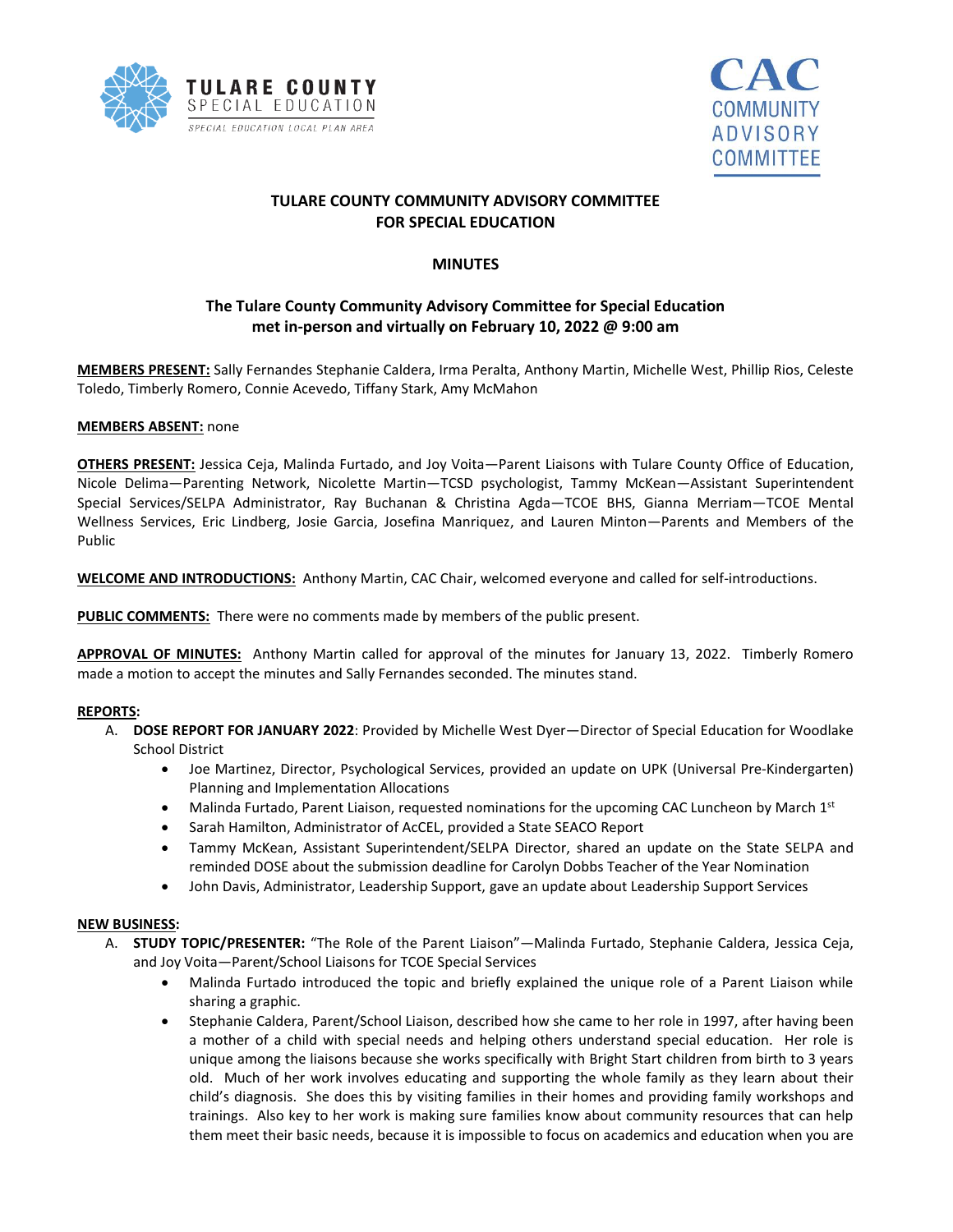# TULARE COUNTY COMMUNITY ADVISORY COMMITTEE FOR SPECIAL EDUCATION

## MINUTES

### The Tulare County Community Advisory Committee for Special Education met in-person and virtually on February 10, 2022 @ 9:00 am

**MEMBERS PRESENT:** Sally Fernandes Stephanie Caldera, Irma Peralta, Anthony Martin, Michelle West, Phillip Rios, Celeste Toledo, Timberly Romero, Connie Acevedo, Tiffany Stark, Amy McMahon

**MEMBERS ABSENT:** none

**OTHERS PRESENT:** Jessica Ceja, Malinda Furtado, and Joy Voita—Parent Liaisons with Tulare County Office of Education, Nicole Delima—Parenting Network, Nicolette Martin—TCSD psychologist, Tammy McKean—Assistant Superintendent Special Services/SELPA Administrator, Ray Buchanan & Christina Agda—TCOE BHS, Gianna Merriam—TCOE Mental Wellness Services, Eric Lindberg, Josie Garcia, Josefina Manriquez, and Lauren Minton—Parents and Members of the Public

**WELCOME AND INTRODUCTIONS:** Anthony Martin, CAC Chair, welcomed everyone and called for self-introductions.

**PUBLIC COMMENTS:** There were no comments made by members of the public present.

**APPROVAL OF MINUTES:** Anthony Martin called for approval of the minutes for January 13, 2022. Timberly Romero made a motion to accept the minutes and Sally Fernandes seconded. The minutes stand.

**REPORTS:**

A. **DOSE REPORT FOR JANUARY 2022**: Provided by Michelle West Dyer—Director of Special Education for Woodlake School District
   - Joe Martinez, Director, Psychological Services, provided an update on UPK (Universal Pre-Kindergarten) Planning and Implementation Allocations
   - Malinda Furtado, Parent Liaison, requested nominations for the upcoming CAC Luncheon by March 1st
   - Sarah Hamilton, Administrator of AcCEL, provided a State SEACO Report
   - Tammy McKean, Assistant Superintendent/SELPA Director, shared an update on the State SELPA and reminded DOSE about the submission deadline for Carolyn Dobbs Teacher of the Year Nomination
   - John Davis, Administrator, Leadership Support, gave an update about Leadership Support Services

**NEW BUSINESS:**

A. **STUDY TOPIC/PRESENTER:** "The Role of the Parent Liaison"—Malinda Furtado, Stephanie Caldera, Jessica Ceja, and Joy Voita—Parent/School Liaisons for TCOE Special Services
   - Malinda Furtado introduced the topic and briefly explained the unique role of a Parent Liaison while sharing a graphic.
   - Stephanie Caldera, Parent/School Liaison, described how she came to her role in 1997, after having been a mother of a child with special needs and helping others understand special education. Her role is unique among the liaisons because she works specifically with Bright Start children from birth to 3 years old. Much of her work involves educating and supporting the whole family as they learn about their child's diagnosis. She does this by visiting families in their homes and providing family workshops and trainings. Also key to her work is making sure families know about community resources that can help them meet their basic needs, because it is impossible to focus on academics and education when you are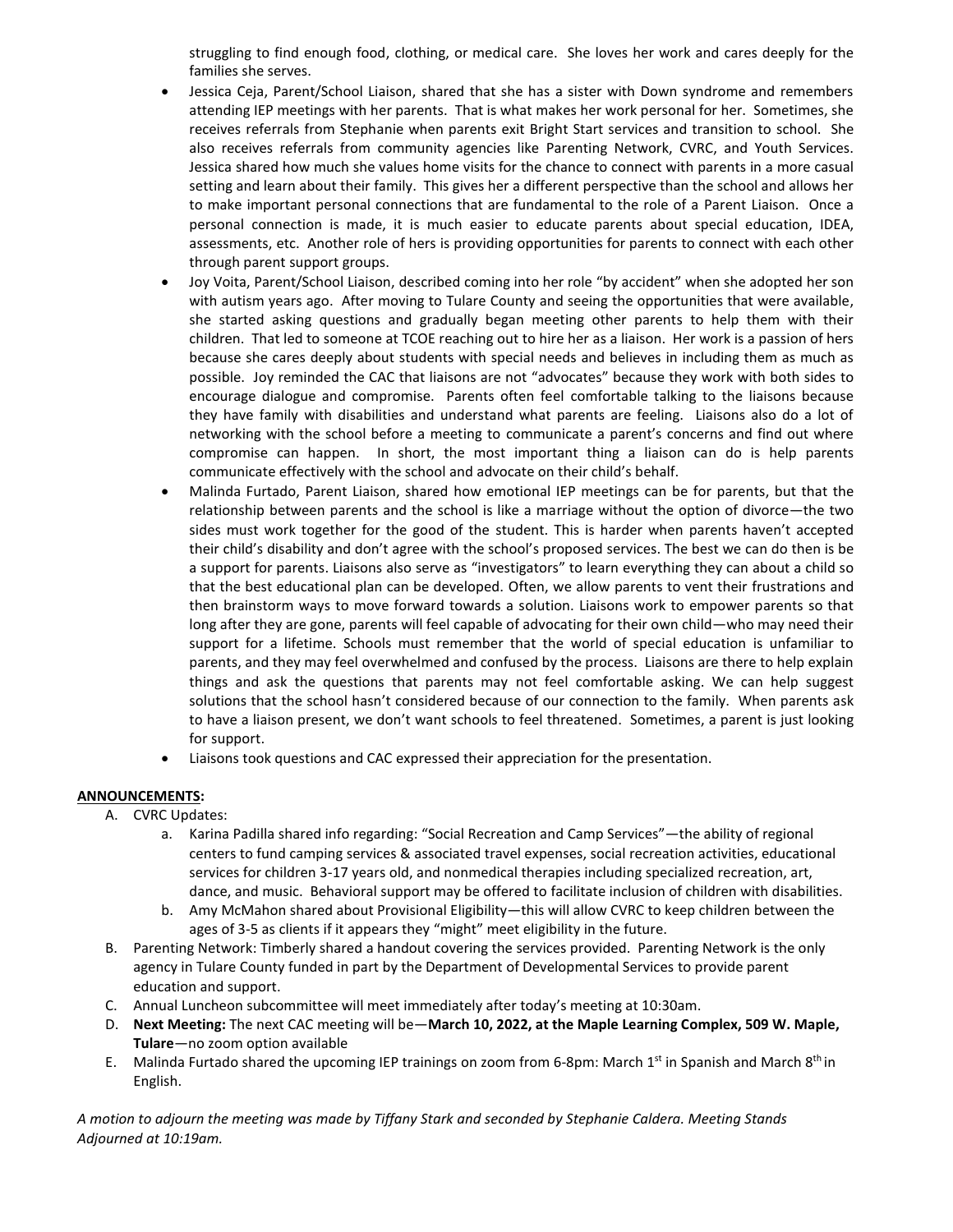struggling to find enough food, clothing, or medical care. She loves her work and cares deeply for the families she serves.

- Jessica Ceja, Parent/School Liaison, shared that she has a sister with Down syndrome and remembers attending IEP meetings with her parents. That is what makes her work personal for her. Sometimes, she receives referrals from Stephanie when parents exit Bright Start services and transition to school. She also receives referrals from community agencies like Parenting Network, CVRC, and Youth Services. Jessica shared how much she values home visits for the chance to connect with parents in a more casual setting and learn about their family. This gives her a different perspective than the school and allows her to make important personal connections that are fundamental to the role of a Parent Liaison. Once a personal connection is made, it is much easier to educate parents about special education, IDEA, assessments, etc. Another role of hers is providing opportunities for parents to connect with each other through parent support groups.
- Joy Voita, Parent/School Liaison, described coming into her role "by accident" when she adopted her son with autism years ago. After moving to Tulare County and seeing the opportunities that were available, she started asking questions and gradually began meeting other parents to help them with their children. That led to someone at TCOE reaching out to hire her as a liaison. Her work is a passion of hers because she cares deeply about students with special needs and believes in including them as much as possible. Joy reminded the CAC that liaisons are not "advocates" because they work with both sides to encourage dialogue and compromise. Parents often feel comfortable talking to the liaisons because they have family with disabilities and understand what parents are feeling. Liaisons also do a lot of networking with the school before a meeting to communicate a parent's concerns and find out where compromise can happen. In short, the most important thing a liaison can do is help parents communicate effectively with the school and advocate on their child's behalf.
- Malinda Furtado, Parent Liaison, shared how emotional IEP meetings can be for parents, but that the relationship between parents and the school is like a marriage without the option of divorce—the two sides must work together for the good of the student. This is harder when parents haven't accepted their child's disability and don't agree with the school's proposed services. The best we can do then is be a support for parents. Liaisons also serve as "investigators" to learn everything they can about a child so that the best educational plan can be developed. Often, we allow parents to vent their frustrations and then brainstorm ways to move forward towards a solution. Liaisons work to empower parents so that long after they are gone, parents will feel capable of advocating for their own child—who may need their support for a lifetime. Schools must remember that the world of special education is unfamiliar to parents, and they may feel overwhelmed and confused by the process. Liaisons are there to help explain things and ask the questions that parents may not feel comfortable asking. We can help suggest solutions that the school hasn't considered because of our connection to the family. When parents ask to have a liaison present, we don't want schools to feel threatened. Sometimes, a parent is just looking for support.
- Liaisons took questions and CAC expressed their appreciation for the presentation.

**ANNOUNCEMENTS:**

A. CVRC Updates:
   a. Karina Padilla shared info regarding: "Social Recreation and Camp Services"—the ability of regional centers to fund camping services & associated travel expenses, social recreation activities, educational services for children 3-17 years old, and nonmedical therapies including specialized recreation, art, dance, and music. Behavioral support may be offered to facilitate inclusion of children with disabilities.
   b. Amy McMahon shared about Provisional Eligibility—this will allow CVRC to keep children between the ages of 3-5 as clients if it appears they "might" meet eligibility in the future.

B. Parenting Network: Timberly shared a handout covering the services provided. Parenting Network is the only agency in Tulare County funded in part by the Department of Developmental Services to provide parent education and support.

C. Annual Luncheon subcommittee will meet immediately after today's meeting at 10:30am.

D. **Next Meeting:** The next CAC meeting will be—**March 10, 2022, at the Maple Learning Complex, 509 W. Maple, Tulare**—no zoom option available

E. Malinda Furtado shared the upcoming IEP trainings on zoom from 6-8pm: March 1st in Spanish and March 8th in English.

*A motion to adjourn the meeting was made by Tiffany Stark and seconded by Stephanie Caldera. Meeting Stands Adjourned at 10:19am.*